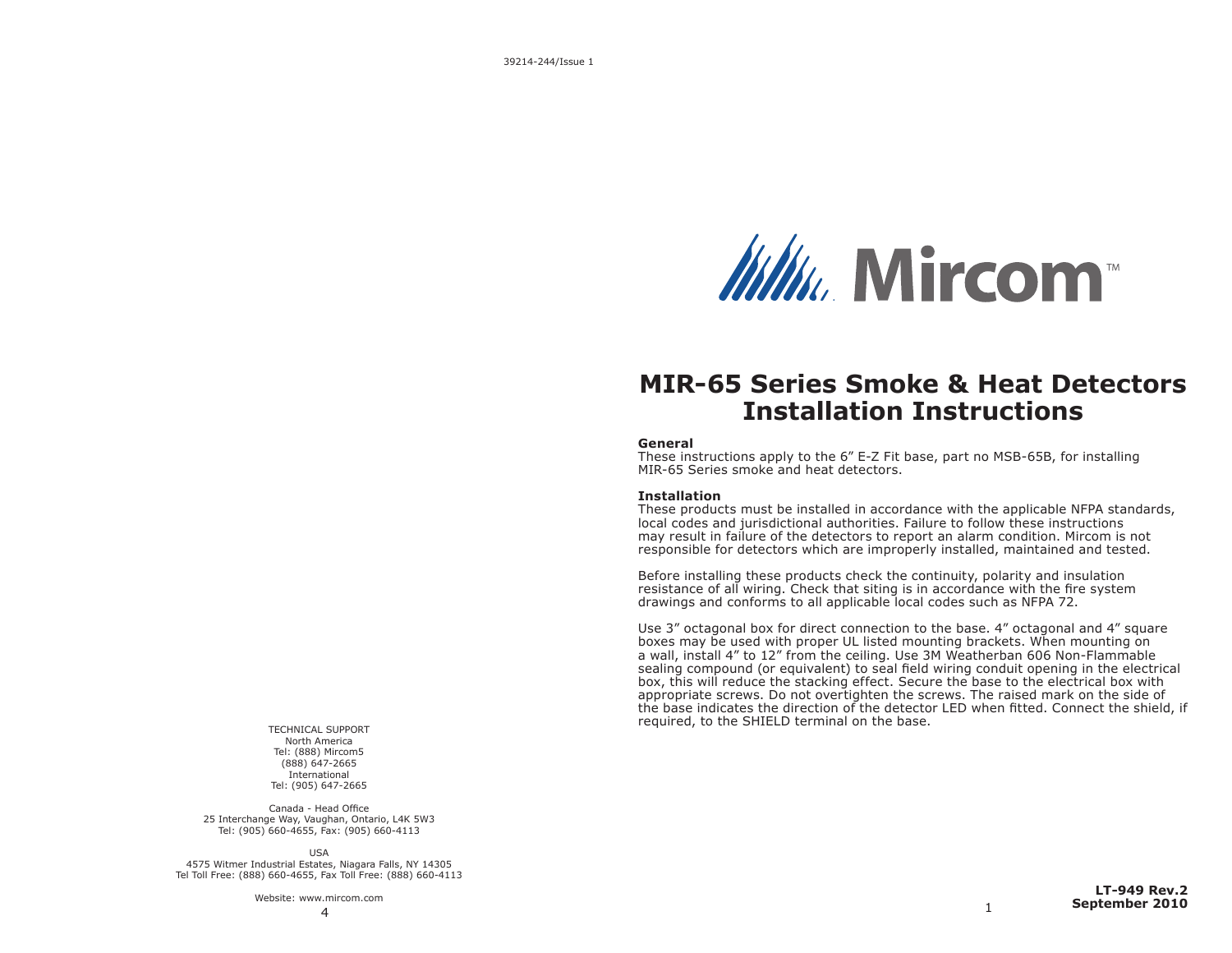39214-244/Issue 1

Mircom™

# MIR-65 Series Smoke & Heat Detectors Installation Instructions

**General**
These instructions apply to the 6” E-Z Fit base, part no MSB-65B, for installing MIR-65 Series smoke and heat detectors.

**Installation**
These products must be installed in accordance with the applicable NFPA standards, local codes and jurisdictional authorities. Failure to follow these instructions may result in failure of the detectors to report an alarm condition. Mircom is not responsible for detectors which are improperly installed, maintained and tested.

Before installing these products check the continuity, polarity and insulation resistance of all wiring. Check that siting is in accordance with the fire system drawings and conforms to all applicable local codes such as NFPA 72.

Use 3” octagonal box for direct connection to the base. 4” octagonal and 4” square boxes may be used with proper UL listed mounting brackets. When mounting on a wall, install 4” to 12” from the ceiling. Use 3M Weatherban 606 Non-Flammable sealing compound (or equivalent) to seal field wiring conduit opening in the electrical box, this will reduce the stacking effect. Secure the base to the electrical box with appropriate screws. Do not overtighten the screws. The raised mark on the side of the base indicates the direction of the detector LED when fitted. Connect the shield, if required, to the SHIELD terminal on the base.

TECHNICAL SUPPORT
North America
Tel: (888) Mircom5
(888) 647-2665
International
Tel: (905) 647-2665

Canada - Head Office
25 Interchange Way, Vaughan, Ontario, L4K 5W3
Tel: (905) 660-4655, Fax: (905) 660-4113

USA
4575 Witmer Industrial Estates, Niagara Falls, NY 14305
Tel Toll Free: (888) 660-4655, Fax Toll Free: (888) 660-4113

Website: www.mircom.com

**LT-949 Rev.2**
**September 2010**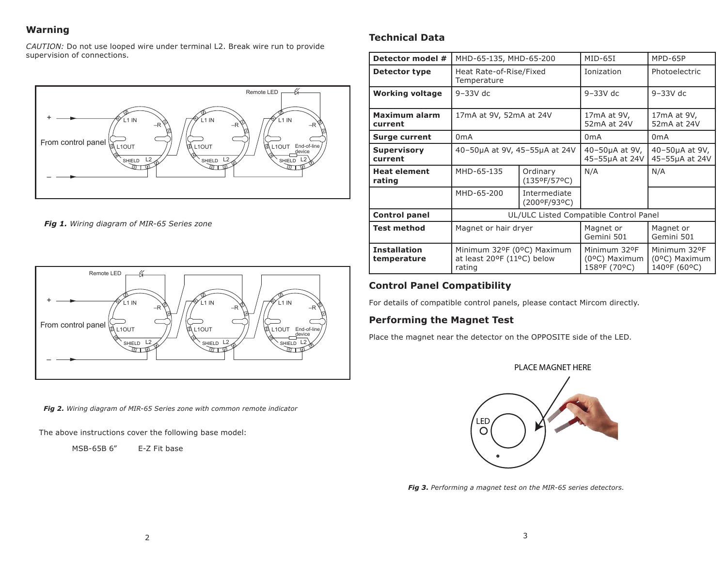## Warning

*CAUTION:* Do not use looped wire under terminal L2. Break wire run to provide supervision of connections.

Remote LED
+
From control panel
–
L1 IN
–R
L1OUT
SHIELD
L2
End-of-line device

***Fig 1.*** *Wiring diagram of MIR-65 Series zone*

Remote LED
+
From control panel
–
L1 IN
–R
L1OUT
SHIELD
L2
End-of-line device

***Fig 2.*** *Wiring diagram of MIR-65 Series zone with common remote indicator*

The above instructions cover the following base model:

MSB-65B 6” E-Z Fit base

## Technical Data

| **Detector model #** | MHD-65-135, MHD-65-200 | | MID-65I | MPD-65P |
|---|---|---|---|---|
| **Detector type** | Heat Rate-of-Rise/Fixed Temperature | | Ionization | Photoelectric |
| **Working voltage** | 9–33V dc | | 9–33V dc | 9–33V dc |
| **Maximum alarm current** | 17mA at 9V, 52mA at 24V | | 17mA at 9V, 52mA at 24V | 17mA at 9V, 52mA at 24V |
| **Surge current** | 0mA | | 0mA | 0mA |
| **Supervisory current** | 40–50µA at 9V, 45–55µA at 24V | | 40–50µA at 9V, 45–55µA at 24V | 40–50µA at 9V, 45–55µA at 24V |
| **Heat element rating** | MHD-65-135 | Ordinary (135ºF/57ºC) | N/A | N/A |
| | MHD-65-200 | Intermediate (200ºF/93ºC) | | |
| **Control panel** | UL/ULC Listed Compatible Control Panel | | | |
| **Test method** | Magnet or hair dryer | | Magnet or Gemini 501 | Magnet or Gemini 501 |
| **Installation temperature** | Minimum 32ºF (0ºC) Maximum at least 20ºF (11ºC) below rating | | Minimum 32ºF (0ºC) Maximum 158ºF (70ºC) | Minimum 32ºF (0ºC) Maximum 140ºF (60ºC) |

## Control Panel Compatibility

For details of compatible control panels, please contact Mircom directly.

## Performing the Magnet Test

Place the magnet near the detector on the OPPOSITE side of the LED.

PLACE MAGNET HERE

LED

***Fig 3.*** *Performing a magnet test on the MIR-65 series detectors.*